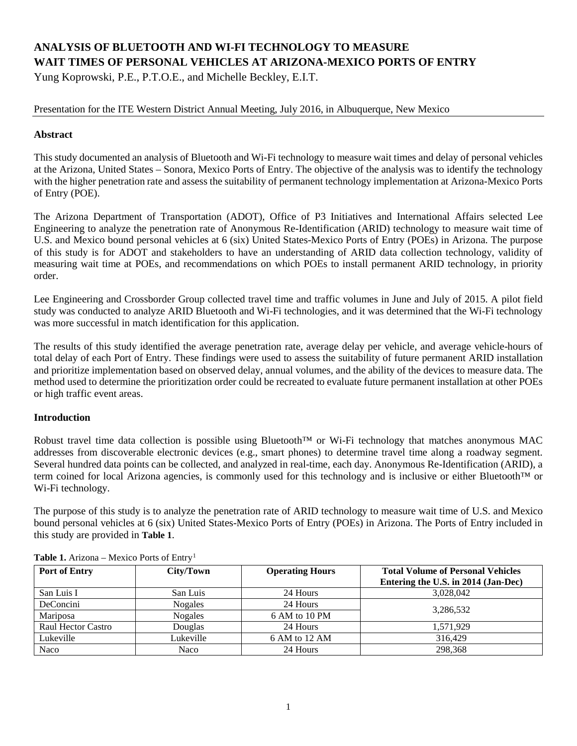# ANALYSIS OF BLUETOOTH AND WI-FI TECHNOLOGY TO MEASURE WAIT TIMES OF PERSONAL VEHICLES AT ARIZONA-MEXICO PORTS OF ENTRY

Yung Koprowski, P.E., P.T.O.E., and Michelle Beckley, E.I.T.

Presentation for the ITE Western District Annual Meeting, July 2016, in Albuquerque, New Mexico

## Abstract

This study documented an analysis of Bluetooth and Wi-Fi technology to measure wait times and delay of personal vehicles at the Arizona, United States – Sonora, Mexico Ports of Entry. The objective of the analysis was to identify the technology with the higher penetration rate and assess the suitability of permanent technology implementation at Arizona-Mexico Ports of Entry (POE).

The Arizona Department of Transportation (ADOT), Office of P3 Initiatives and International Affairs selected Lee Engineering to analyze the penetration rate of Anonymous Re-Identification (ARID) technology to measure wait time of U.S. and Mexico bound personal vehicles at 6 (six) United States-Mexico Ports of Entry (POEs) in Arizona. The purpose of this study is for ADOT and stakeholders to have an understanding of ARID data collection technology, validity of measuring wait time at POEs, and recommendations on which POEs to install permanent ARID technology, in priority order.

Lee Engineering and Crossborder Group collected travel time and traffic volumes in June and July of 2015. A pilot field study was conducted to analyze ARID Bluetooth and Wi-Fi technologies, and it was determined that the Wi-Fi technology was more successful in match identification for this application.

The results of this study identified the average penetration rate, average delay per vehicle, and average vehicle-hours of total delay of each Port of Entry. These findings were used to assess the suitability of future permanent ARID installation and prioritize implementation based on observed delay, annual volumes, and the ability of the devices to measure data. The method used to determine the prioritization order could be recreated to evaluate future permanent installation at other POEs or high traffic event areas.

## Introduction

Robust travel time data collection is possible using Bluetooth™ or Wi-Fi technology that matches anonymous MAC addresses from discoverable electronic devices (e.g., smart phones) to determine travel time along a roadway segment. Several hundred data points can be collected, and analyzed in real-time, each day. Anonymous Re-Identification (ARID), a term coined for local Arizona agencies, is commonly used for this technology and is inclusive or either Bluetooth™ or Wi-Fi technology.

The purpose of this study is to analyze the penetration rate of ARID technology to measure wait time of U.S. and Mexico bound personal vehicles at 6 (six) United States-Mexico Ports of Entry (POEs) in Arizona. The Ports of Entry included in this study are provided in **Table 1**.

**Table 1.** Arizona – Mexico Ports of Entry[1]

| Port of Entry | City/Town | Operating Hours | Total Volume of Personal Vehicles Entering the U.S. in 2014 (Jan-Dec) |
|---|---|---|---|
| San Luis I | San Luis | 24 Hours | 3,028,042 |
| DeConcini | Nogales | 24 Hours | 3,286,532 |
| Mariposa | Nogales | 6 AM to 10 PM | |
| Raul Hector Castro | Douglas | 24 Hours | 1,571,929 |
| Lukeville | Lukeville | 6 AM to 12 AM | 316,429 |
| Naco | Naco | 24 Hours | 298,368 |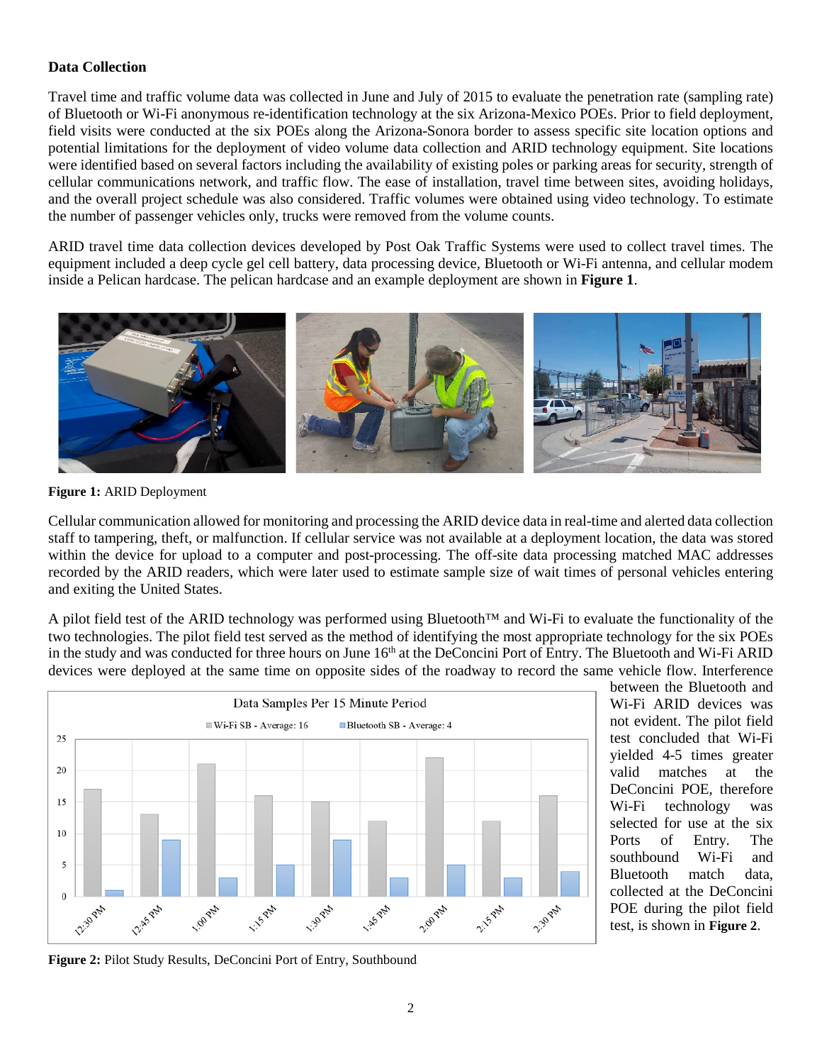**Data Collection**

Travel time and traffic volume data was collected in June and July of 2015 to evaluate the penetration rate (sampling rate) of Bluetooth or Wi-Fi anonymous re-identification technology at the six Arizona-Mexico POEs. Prior to field deployment, field visits were conducted at the six POEs along the Arizona-Sonora border to assess specific site location options and potential limitations for the deployment of video volume data collection and ARID technology equipment. Site locations were identified based on several factors including the availability of existing poles or parking areas for security, strength of cellular communications network, and traffic flow. The ease of installation, travel time between sites, avoiding holidays, and the overall project schedule was also considered. Traffic volumes were obtained using video technology. To estimate the number of passenger vehicles only, trucks were removed from the volume counts.

ARID travel time data collection devices developed by Post Oak Traffic Systems were used to collect travel times. The equipment included a deep cycle gel cell battery, data processing device, Bluetooth or Wi-Fi antenna, and cellular modem inside a Pelican hardcase. The pelican hardcase and an example deployment are shown in **Figure 1**.

**Figure 1:** ARID Deployment

Cellular communication allowed for monitoring and processing the ARID device data in real-time and alerted data collection staff to tampering, theft, or malfunction. If cellular service was not available at a deployment location, the data was stored within the device for upload to a computer and post-processing. The off-site data processing matched MAC addresses recorded by the ARID readers, which were later used to estimate sample size of wait times of personal vehicles entering and exiting the United States.

A pilot field test of the ARID technology was performed using Bluetooth™ and Wi-Fi to evaluate the functionality of the two technologies. The pilot field test served as the method of identifying the most appropriate technology for the six POEs in the study and was conducted for three hours on June 16th at the DeConcini Port of Entry. The Bluetooth and Wi-Fi ARID devices were deployed at the same time on opposite sides of the roadway to record the same vehicle flow. Interference between the Bluetooth and Wi-Fi ARID devices was not evident. The pilot field test concluded that Wi-Fi yielded 4-5 times greater valid matches at the DeConcini POE, therefore Wi-Fi technology was selected for use at the six Ports of Entry. The southbound Wi-Fi and Bluetooth match data, collected at the DeConcini POE during the pilot field test, is shown in **Figure 2**.

Data Samples Per 15 Minute Period

| Time | Wi-Fi SB - Average: 16 | Bluetooth SB - Average: 4 |
|---|---|---|
| 12:30 PM | 17 | 1 |
| 12:45 PM | 13 | 9 |
| 1:00 PM | 21 | 3 |
| 1:15 PM | 16 | 5 |
| 1:30 PM | 15 | 9 |
| 1:45 PM | 12 | 3 |
| 2:00 PM | 22 | 5 |
| 2:15 PM | 12 | 3 |
| 2:30 PM | 16 | 4 |

**Figure 2:** Pilot Study Results, DeConcini Port of Entry, Southbound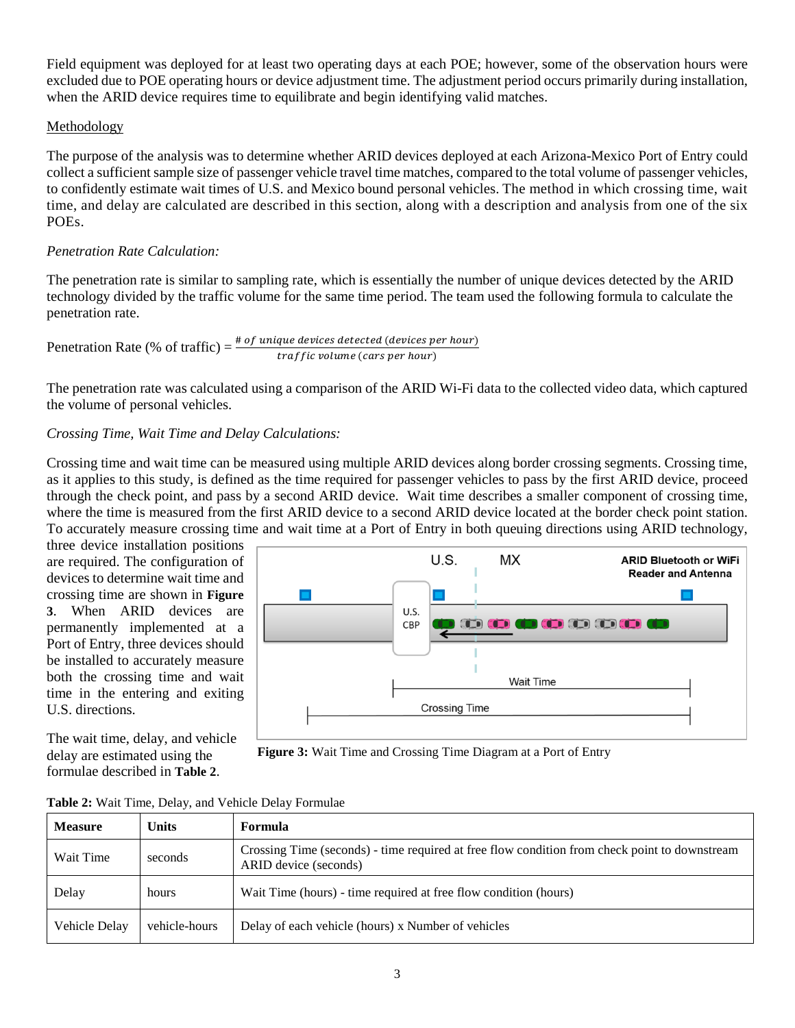Field equipment was deployed for at least two operating days at each POE; however, some of the observation hours were excluded due to POE operating hours or device adjustment time. The adjustment period occurs primarily during installation, when the ARID device requires time to equilibrate and begin identifying valid matches.

Methodology

The purpose of the analysis was to determine whether ARID devices deployed at each Arizona-Mexico Port of Entry could collect a sufficient sample size of passenger vehicle travel time matches, compared to the total volume of passenger vehicles, to confidently estimate wait times of U.S. and Mexico bound personal vehicles. The method in which crossing time, wait time, and delay are calculated are described in this section, along with a description and analysis from one of the six POEs.

*Penetration Rate Calculation:*

The penetration rate is similar to sampling rate, which is essentially the number of unique devices detected by the ARID technology divided by the traffic volume for the same time period. The team used the following formula to calculate the penetration rate.

$$\text{Penetration Rate (\% of traffic)} = \frac{\#\ of\ unique\ devices\ detected\ (devices\ per\ hour)}{traffic\ volume\ (cars\ per\ hour)}$$

The penetration rate was calculated using a comparison of the ARID Wi-Fi data to the collected video data, which captured the volume of personal vehicles.

*Crossing Time, Wait Time and Delay Calculations:*

Crossing time and wait time can be measured using multiple ARID devices along border crossing segments. Crossing time, as it applies to this study, is defined as the time required for passenger vehicles to pass by the first ARID device, proceed through the check point, and pass by a second ARID device. Wait time describes a smaller component of crossing time, where the time is measured from the first ARID device to a second ARID device located at the border check point station. To accurately measure crossing time and wait time at a Port of Entry in both queuing directions using ARID technology, three device installation positions are required. The configuration of devices to determine wait time and crossing time are shown in **Figure 3**. When ARID devices are permanently implemented at a Port of Entry, three devices should be installed to accurately measure both the crossing time and wait time in the entering and exiting U.S. directions.

**Figure 3:** Wait Time and Crossing Time Diagram at a Port of Entry

The wait time, delay, and vehicle delay are estimated using the formulae described in **Table 2**.

**Table 2:** Wait Time, Delay, and Vehicle Delay Formulae

| Measure | Units | Formula |
| --- | --- | --- |
| Wait Time | seconds | Crossing Time (seconds) - time required at free flow condition from check point to downstream ARID device (seconds) |
| Delay | hours | Wait Time (hours) - time required at free flow condition (hours) |
| Vehicle Delay | vehicle-hours | Delay of each vehicle (hours) x Number of vehicles |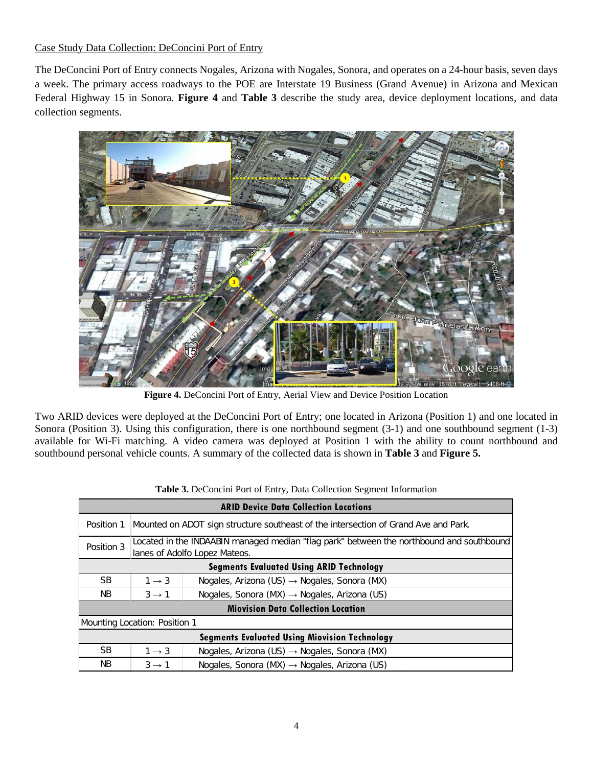Case Study Data Collection: DeConcini Port of Entry

The DeConcini Port of Entry connects Nogales, Arizona with Nogales, Sonora, and operates on a 24-hour basis, seven days a week. The primary access roadways to the POE are Interstate 19 Business (Grand Avenue) in Arizona and Mexican Federal Highway 15 in Sonora. **Figure 4** and **Table 3** describe the study area, device deployment locations, and data collection segments.

**Figure 4.** DeConcini Port of Entry, Aerial View and Device Position Location

Two ARID devices were deployed at the DeConcini Port of Entry; one located in Arizona (Position 1) and one located in Sonora (Position 3). Using this configuration, there is one northbound segment (3-1) and one southbound segment (1-3) available for Wi-Fi matching. A video camera was deployed at Position 1 with the ability to count northbound and southbound personal vehicle counts. A summary of the collected data is shown in **Table 3** and **Figure 5.**

**Table 3.** DeConcini Port of Entry, Data Collection Segment Information

| **ARID Device Data Collection Locations** | | |
|---|---|---|
| Position 1 | Mounted on ADOT sign structure southeast of the intersection of Grand Ave and Park. | |
| Position 3 | Located in the INDAABIN managed median "flag park" between the northbound and southbound lanes of Adolfo Lopez Mateos. | |
| **Segments Evaluated Using ARID Technology** | | |
| SB | 1 → 3 | Nogales, Arizona (US) → Nogales, Sonora (MX) |
| NB | 3 → 1 | Nogales, Sonora (MX) → Nogales, Arizona (US) |
| **Miovision Data Collection Location** | | |
| Mounting Location: Position 1 | | |
| **Segments Evaluated Using Miovision Technology** | | |
| SB | 1 → 3 | Nogales, Arizona (US) → Nogales, Sonora (MX) |
| NB | 3 → 1 | Nogales, Sonora (MX) → Nogales, Arizona (US) |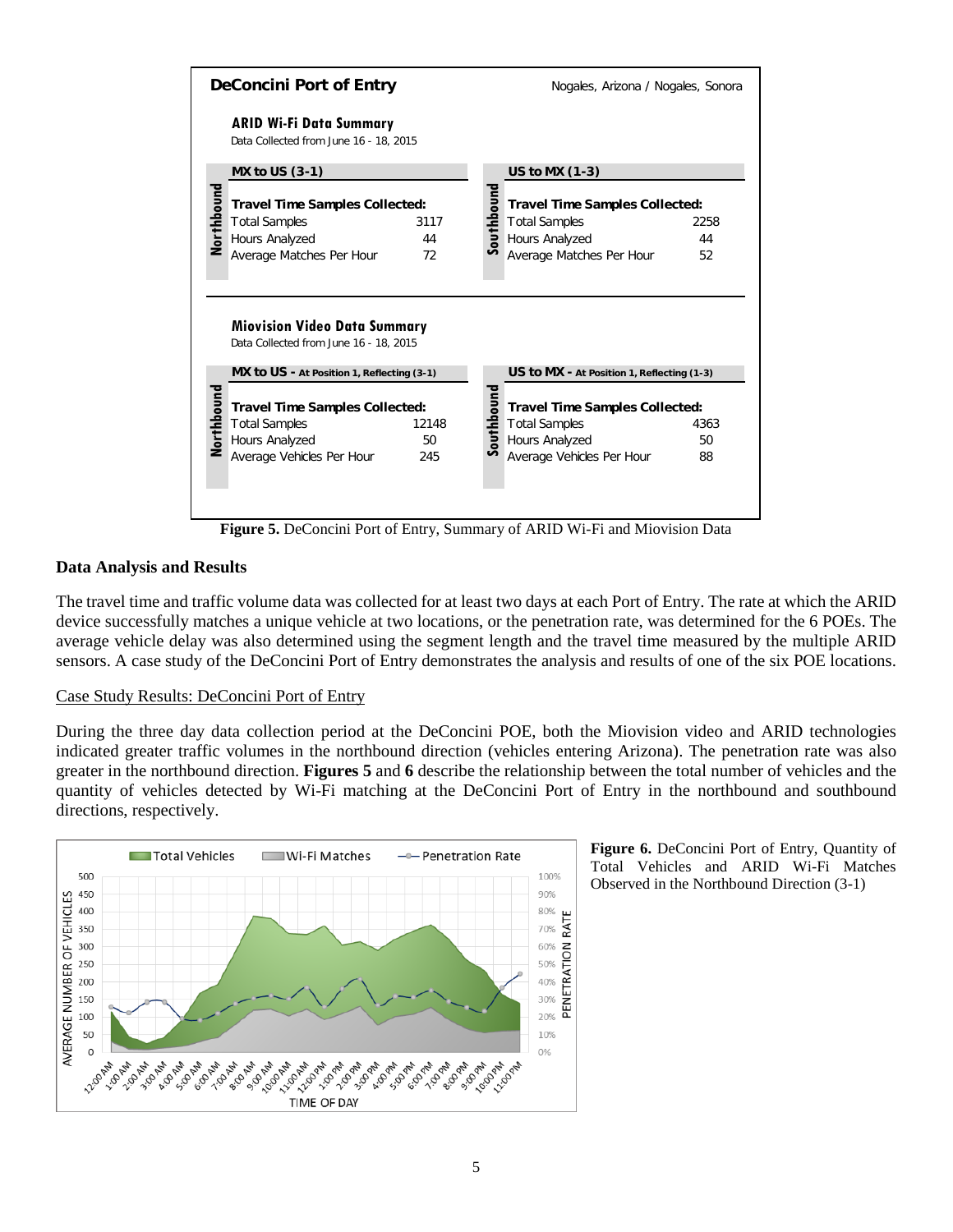## DeConcini Port of Entry

Nogales, Arizona / Nogales, Sonora

### ARID Wi-Fi Data Summary

Data Collected from June 16 - 18, 2015

| Northbound — MX to US (3-1) | |
|---|---|
| **Travel Time Samples Collected:** | |
| Total Samples | 3117 |
| Hours Analyzed | 44 |
| Average Matches Per Hour | 72 |

| Southbound — US to MX (1-3) | |
|---|---|
| **Travel Time Samples Collected:** | |
| Total Samples | 2258 |
| Hours Analyzed | 44 |
| Average Matches Per Hour | 52 |

### Miovision Video Data Summary

Data Collected from June 16 - 18, 2015

| Northbound — MX to US - At Position 1, Reflecting (3-1) | |
|---|---|
| **Travel Time Samples Collected:** | |
| Total Samples | 12148 |
| Hours Analyzed | 50 |
| Average Vehicles Per Hour | 245 |

| Southbound — US to MX - At Position 1, Reflecting (1-3) | |
|---|---|
| **Travel Time Samples Collected:** | |
| Total Samples | 4363 |
| Hours Analyzed | 50 |
| Average Vehicles Per Hour | 88 |

**Figure 5.** DeConcini Port of Entry, Summary of ARID Wi-Fi and Miovision Data

## Data Analysis and Results

The travel time and traffic volume data was collected for at least two days at each Port of Entry. The rate at which the ARID device successfully matches a unique vehicle at two locations, or the penetration rate, was determined for the 6 POEs. The average vehicle delay was also determined using the segment length and the travel time measured by the multiple ARID sensors. A case study of the DeConcini Port of Entry demonstrates the analysis and results of one of the six POE locations.

### Case Study Results: DeConcini Port of Entry

During the three day data collection period at the DeConcini POE, both the Miovision video and ARID technologies indicated greater traffic volumes in the northbound direction (vehicles entering Arizona). The penetration rate was also greater in the northbound direction. **Figures 5** and **6** describe the relationship between the total number of vehicles and the quantity of vehicles detected by Wi-Fi matching at the DeConcini Port of Entry in the northbound and southbound directions, respectively.

**Figure 6.** DeConcini Port of Entry, Quantity of Total Vehicles and ARID Wi-Fi Matches Observed in the Northbound Direction (3-1)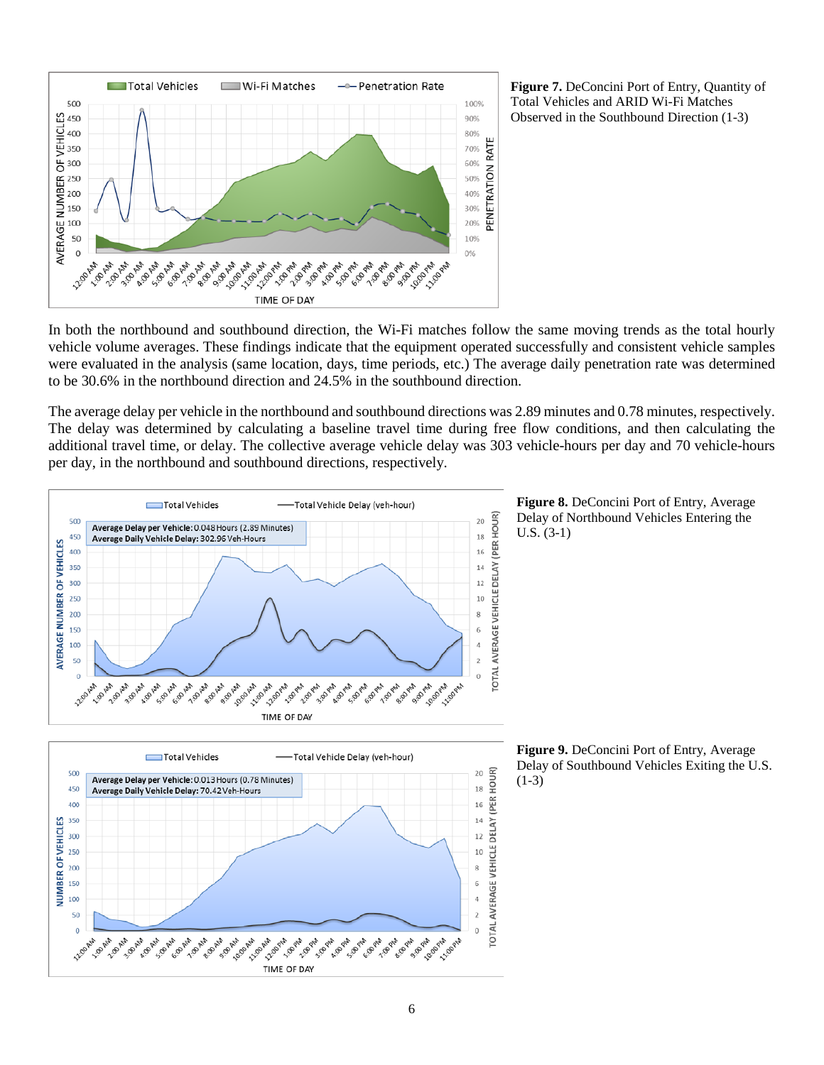**Figure 7.** DeConcini Port of Entry, Quantity of Total Vehicles and ARID Wi-Fi Matches Observed in the Southbound Direction (1-3)

In both the northbound and southbound direction, the Wi-Fi matches follow the same moving trends as the total hourly vehicle volume averages. These findings indicate that the equipment operated successfully and consistent vehicle samples were evaluated in the analysis (same location, days, time periods, etc.) The average daily penetration rate was determined to be 30.6% in the northbound direction and 24.5% in the southbound direction.

The average delay per vehicle in the northbound and southbound directions was 2.89 minutes and 0.78 minutes, respectively. The delay was determined by calculating a baseline travel time during free flow conditions, and then calculating the additional travel time, or delay. The collective average vehicle delay was 303 vehicle-hours per day and 70 vehicle-hours per day, in the northbound and southbound directions, respectively.

**Figure 8.** DeConcini Port of Entry, Average Delay of Northbound Vehicles Entering the U.S. (3-1)

**Figure 9.** DeConcini Port of Entry, Average Delay of Southbound Vehicles Exiting the U.S. (1-3)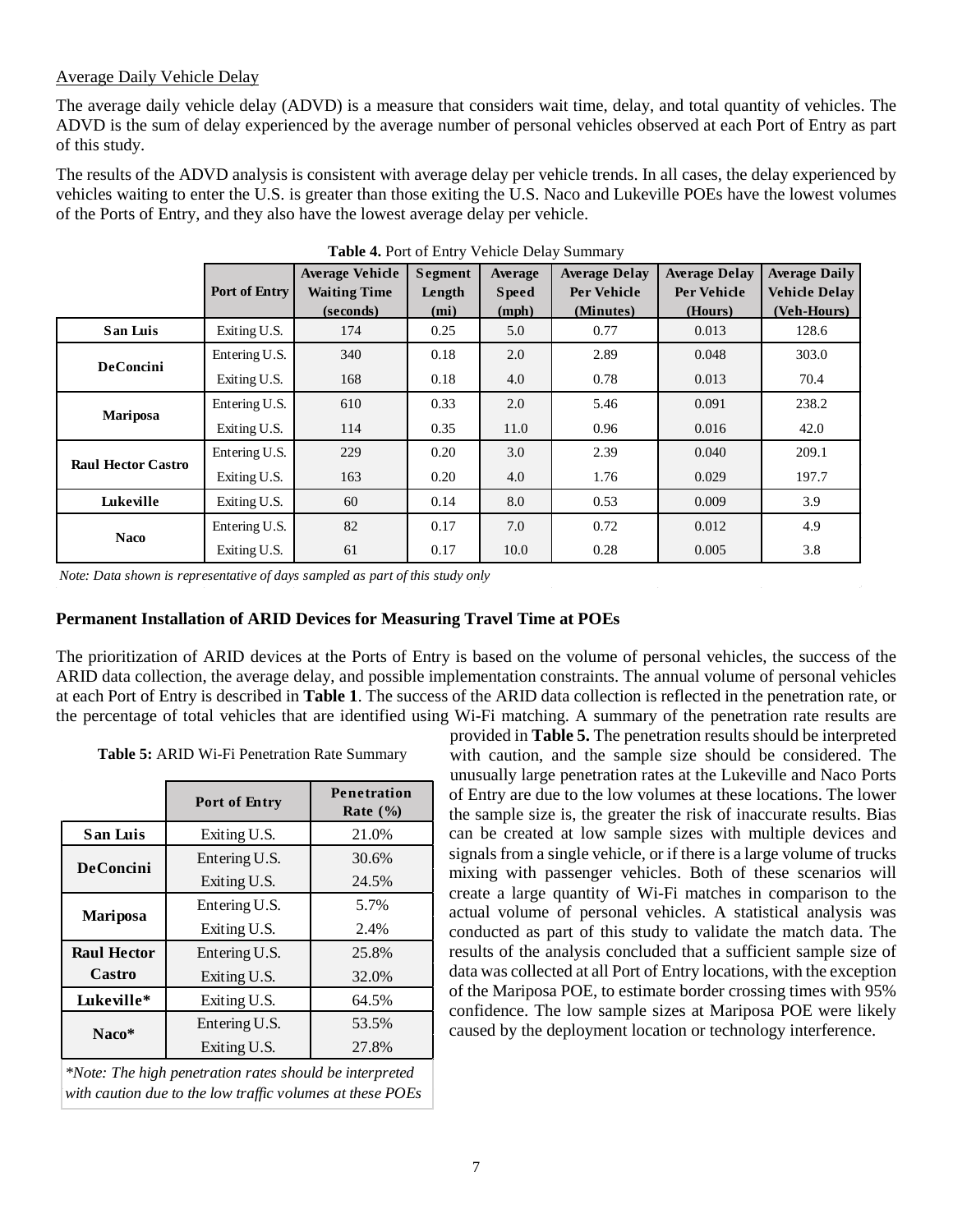Average Daily Vehicle Delay

The average daily vehicle delay (ADVD) is a measure that considers wait time, delay, and total quantity of vehicles. The ADVD is the sum of delay experienced by the average number of personal vehicles observed at each Port of Entry as part of this study.

The results of the ADVD analysis is consistent with average delay per vehicle trends. In all cases, the delay experienced by vehicles waiting to enter the U.S. is greater than those exiting the U.S. Naco and Lukeville POEs have the lowest volumes of the Ports of Entry, and they also have the lowest average delay per vehicle.

**Table 4.** Port of Entry Vehicle Delay Summary

| | Port of Entry | Average Vehicle Waiting Time (seconds) | Segment Length (mi) | Average Speed (mph) | Average Delay Per Vehicle (Minutes) | Average Delay Per Vehicle (Hours) | Average Daily Vehicle Delay (Veh-Hours) |
|---|---|---|---|---|---|---|---|
| **San Luis** | Exiting U.S. | 174 | 0.25 | 5.0 | 0.77 | 0.013 | 128.6 |
| **DeConcini** | Entering U.S. | 340 | 0.18 | 2.0 | 2.89 | 0.048 | 303.0 |
| | Exiting U.S. | 168 | 0.18 | 4.0 | 0.78 | 0.013 | 70.4 |
| **Mariposa** | Entering U.S. | 610 | 0.33 | 2.0 | 5.46 | 0.091 | 238.2 |
| | Exiting U.S. | 114 | 0.35 | 11.0 | 0.96 | 0.016 | 42.0 |
| **Raul Hector Castro** | Entering U.S. | 229 | 0.20 | 3.0 | 2.39 | 0.040 | 209.1 |
| | Exiting U.S. | 163 | 0.20 | 4.0 | 1.76 | 0.029 | 197.7 |
| **Lukeville** | Exiting U.S. | 60 | 0.14 | 8.0 | 0.53 | 0.009 | 3.9 |
| **Naco** | Entering U.S. | 82 | 0.17 | 7.0 | 0.72 | 0.012 | 4.9 |
| | Exiting U.S. | 61 | 0.17 | 10.0 | 0.28 | 0.005 | 3.8 |

*Note: Data shown is representative of days sampled as part of this study only*

### Permanent Installation of ARID Devices for Measuring Travel Time at POEs

The prioritization of ARID devices at the Ports of Entry is based on the volume of personal vehicles, the success of the ARID data collection, the average delay, and possible implementation constraints. The annual volume of personal vehicles at each Port of Entry is described in **Table 1**. The success of the ARID data collection is reflected in the penetration rate, or the percentage of total vehicles that are identified using Wi-Fi matching. A summary of the penetration rate results are provided in **Table 5.** The penetration results should be interpreted with caution, and the sample size should be considered. The unusually large penetration rates at the Lukeville and Naco Ports of Entry are due to the low volumes at these locations. The lower the sample size is, the greater the risk of inaccurate results. Bias can be created at low sample sizes with multiple devices and signals from a single vehicle, or if there is a large volume of trucks mixing with passenger vehicles. Both of these scenarios will create a large quantity of Wi-Fi matches in comparison to the actual volume of personal vehicles. A statistical analysis was conducted as part of this study to validate the match data. The results of the analysis concluded that a sufficient sample size of data was collected at all Port of Entry locations, with the exception of the Mariposa POE, to estimate border crossing times with 95% confidence. The low sample sizes at Mariposa POE were likely caused by the deployment location or technology interference.

**Table 5:** ARID Wi-Fi Penetration Rate Summary

| | Port of Entry | Penetration Rate (%) |
|---|---|---|
| **San Luis** | Exiting U.S. | 21.0% |
| **DeConcini** | Entering U.S. | 30.6% |
| | Exiting U.S. | 24.5% |
| **Mariposa** | Entering U.S. | 5.7% |
| | Exiting U.S. | 2.4% |
| **Raul Hector Castro** | Entering U.S. | 25.8% |
| | Exiting U.S. | 32.0% |
| **Lukeville*** | Exiting U.S. | 64.5% |
| **Naco*** | Entering U.S. | 53.5% |
| | Exiting U.S. | 27.8% |

*\*Note: The high penetration rates should be interpreted with caution due to the low traffic volumes at these POEs*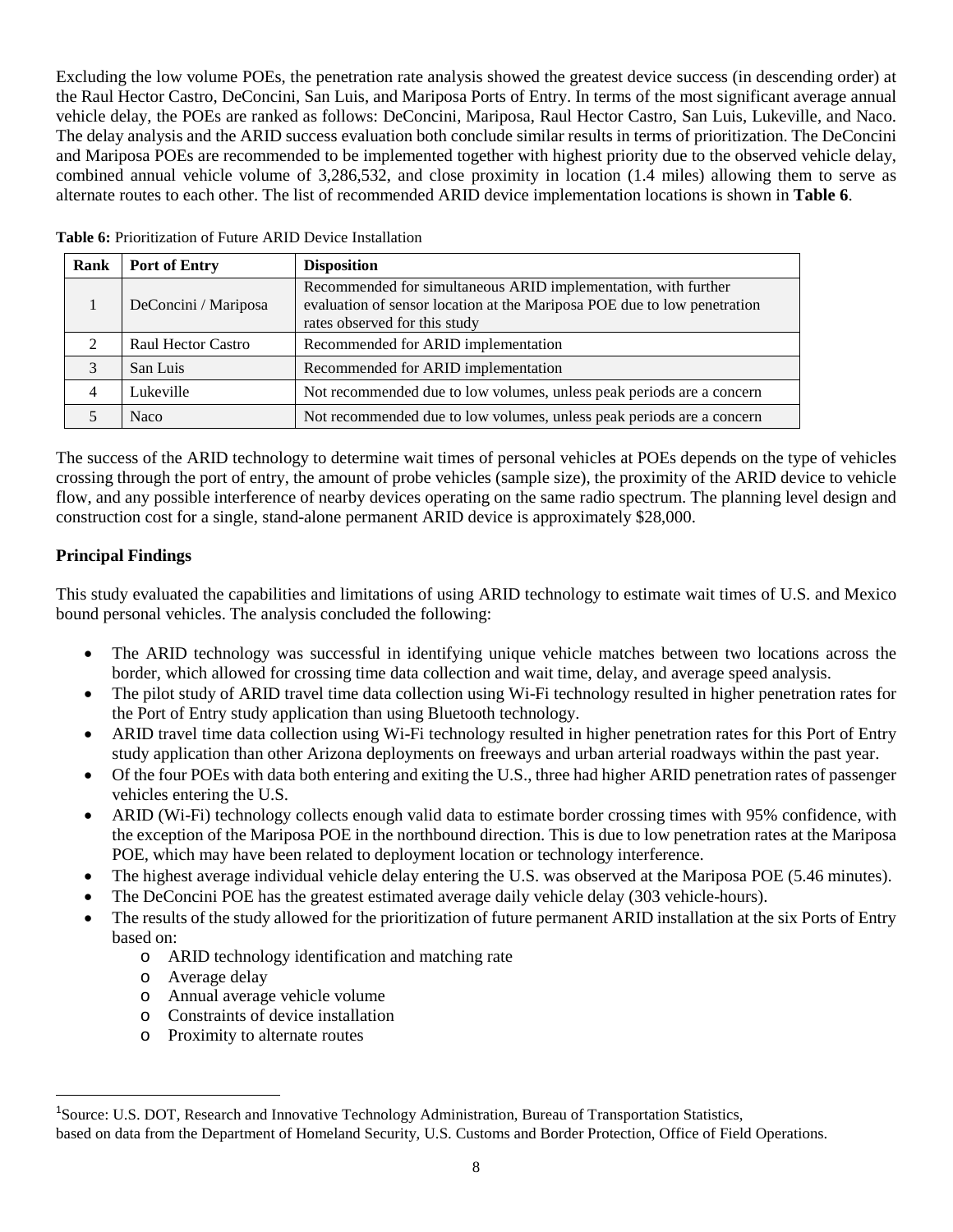Excluding the low volume POEs, the penetration rate analysis showed the greatest device success (in descending order) at the Raul Hector Castro, DeConcini, San Luis, and Mariposa Ports of Entry. In terms of the most significant average annual vehicle delay, the POEs are ranked as follows: DeConcini, Mariposa, Raul Hector Castro, San Luis, Lukeville, and Naco. The delay analysis and the ARID success evaluation both conclude similar results in terms of prioritization. The DeConcini and Mariposa POEs are recommended to be implemented together with highest priority due to the observed vehicle delay, combined annual vehicle volume of 3,286,532, and close proximity in location (1.4 miles) allowing them to serve as alternate routes to each other. The list of recommended ARID device implementation locations is shown in **Table 6**.

**Table 6:** Prioritization of Future ARID Device Installation

| Rank | Port of Entry | Disposition |
|---|---|---|
| 1 | DeConcini / Mariposa | Recommended for simultaneous ARID implementation, with further evaluation of sensor location at the Mariposa POE due to low penetration rates observed for this study |
| 2 | Raul Hector Castro | Recommended for ARID implementation |
| 3 | San Luis | Recommended for ARID implementation |
| 4 | Lukeville | Not recommended due to low volumes, unless peak periods are a concern |
| 5 | Naco | Not recommended due to low volumes, unless peak periods are a concern |

The success of the ARID technology to determine wait times of personal vehicles at POEs depends on the type of vehicles crossing through the port of entry, the amount of probe vehicles (sample size), the proximity of the ARID device to vehicle flow, and any possible interference of nearby devices operating on the same radio spectrum. The planning level design and construction cost for a single, stand-alone permanent ARID device is approximately $28,000.

**Principal Findings**

This study evaluated the capabilities and limitations of using ARID technology to estimate wait times of U.S. and Mexico bound personal vehicles. The analysis concluded the following:

- The ARID technology was successful in identifying unique vehicle matches between two locations across the border, which allowed for crossing time data collection and wait time, delay, and average speed analysis.
- The pilot study of ARID travel time data collection using Wi-Fi technology resulted in higher penetration rates for the Port of Entry study application than using Bluetooth technology.
- ARID travel time data collection using Wi-Fi technology resulted in higher penetration rates for this Port of Entry study application than other Arizona deployments on freeways and urban arterial roadways within the past year.
- Of the four POEs with data both entering and exiting the U.S., three had higher ARID penetration rates of passenger vehicles entering the U.S.
- ARID (Wi-Fi) technology collects enough valid data to estimate border crossing times with 95% confidence, with the exception of the Mariposa POE in the northbound direction. This is due to low penetration rates at the Mariposa POE, which may have been related to deployment location or technology interference.
- The highest average individual vehicle delay entering the U.S. was observed at the Mariposa POE (5.46 minutes).
- The DeConcini POE has the greatest estimated average daily vehicle delay (303 vehicle-hours).
- The results of the study allowed for the prioritization of future permanent ARID installation at the six Ports of Entry based on:
  - ARID technology identification and matching rate
  - Average delay
  - Annual average vehicle volume
  - Constraints of device installation
  - Proximity to alternate routes

---

[1]Source: U.S. DOT, Research and Innovative Technology Administration, Bureau of Transportation Statistics, based on data from the Department of Homeland Security, U.S. Customs and Border Protection, Office of Field Operations.